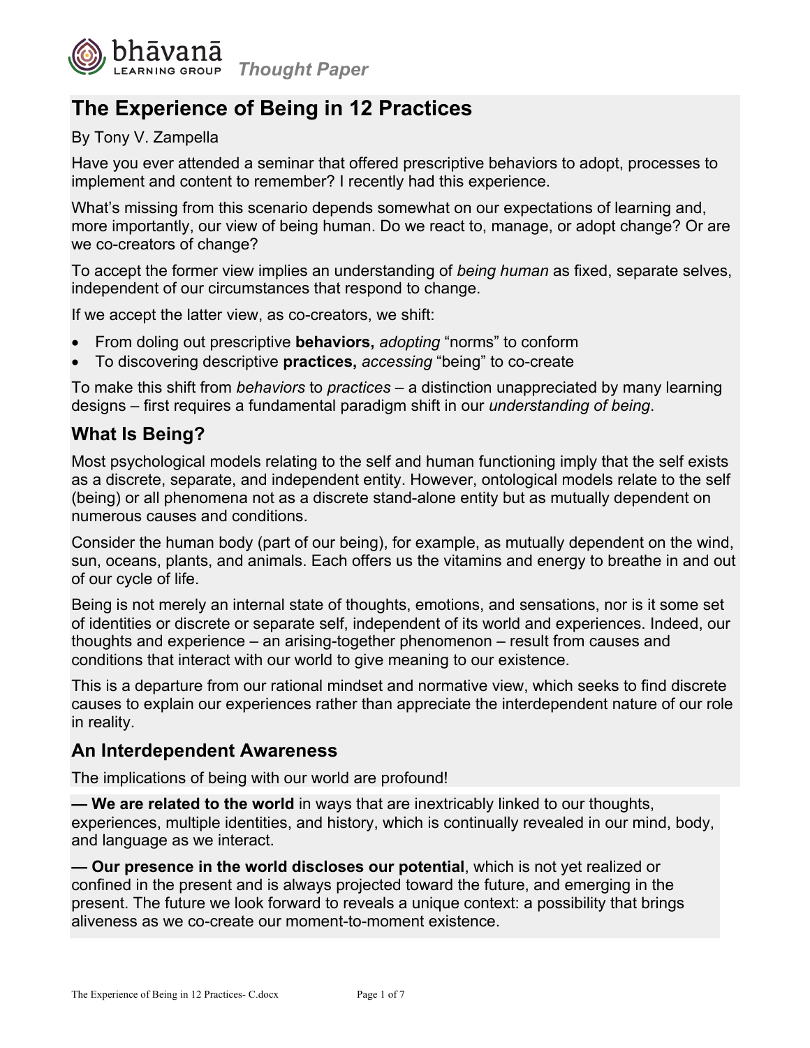bhāvanā LEARNING GROUP *Thought Paper*

# The Experience of Being in 12 Practices

By Tony V. Zampella

Have you ever attended a seminar that offered prescriptive behaviors to adopt, processes to implement and content to remember? I recently had this experience.

What's missing from this scenario depends somewhat on our expectations of learning and, more importantly, our view of being human. Do we react to, manage, or adopt change? Or are we co-creators of change?

To accept the former view implies an understanding of *being human* as fixed, separate selves, independent of our circumstances that respond to change.

If we accept the latter view, as co-creators, we shift:

- From doling out prescriptive **behaviors,** *adopting* "norms" to conform
- To discovering descriptive **practices,** *accessing* "being" to co-create

To make this shift from *behaviors* to *practices* – a distinction unappreciated by many learning designs – first requires a fundamental paradigm shift in our *understanding of being*.

## What Is Being?

Most psychological models relating to the self and human functioning imply that the self exists as a discrete, separate, and independent entity. However, ontological models relate to the self (being) or all phenomena not as a discrete stand-alone entity but as mutually dependent on numerous causes and conditions.

Consider the human body (part of our being), for example, as mutually dependent on the wind, sun, oceans, plants, and animals. Each offers us the vitamins and energy to breathe in and out of our cycle of life.

Being is not merely an internal state of thoughts, emotions, and sensations, nor is it some set of identities or discrete or separate self, independent of its world and experiences. Indeed, our thoughts and experience – an arising-together phenomenon – result from causes and conditions that interact with our world to give meaning to our existence.

This is a departure from our rational mindset and normative view, which seeks to find discrete causes to explain our experiences rather than appreciate the interdependent nature of our role in reality.

## An Interdependent Awareness

The implications of being with our world are profound!

**— We are related to the world** in ways that are inextricably linked to our thoughts, experiences, multiple identities, and history, which is continually revealed in our mind, body, and language as we interact.

**— Our presence in the world discloses our potential**, which is not yet realized or confined in the present and is always projected toward the future, and emerging in the present. The future we look forward to reveals a unique context: a possibility that brings aliveness as we co-create our moment-to-moment existence.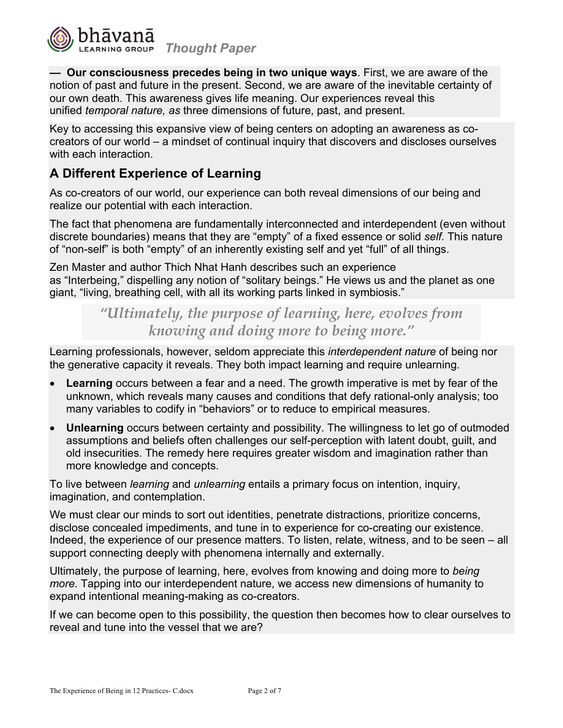— **Our consciousness precedes being in two unique ways**. First, we are aware of the notion of past and future in the present. Second, we are aware of the inevitable certainty of our own death. This awareness gives life meaning. Our experiences reveal this unified *temporal nature, as* three dimensions of future, past, and present.

Key to accessing this expansive view of being centers on adopting an awareness as co-creators of our world – a mindset of continual inquiry that discovers and discloses ourselves with each interaction.

## A Different Experience of Learning

As co-creators of our world, our experience can both reveal dimensions of our being and realize our potential with each interaction.

The fact that phenomena are fundamentally interconnected and interdependent (even without discrete boundaries) means that they are "empty" of a fixed essence or solid *self*. This nature of "non-self" is both "empty" of an inherently existing self and yet "full" of all things.

Zen Master and author Thich Nhat Hanh describes such an experience as "Interbeing," dispelling any notion of "solitary beings." He views us and the planet as one giant, "living, breathing cell, with all its working parts linked in symbiosis."

> *"Ultimately, the purpose of learning, here, evolves from knowing and doing more to being more."*

Learning professionals, however, seldom appreciate this *interdependent nature* of being nor the generative capacity it reveals. They both impact learning and require unlearning.

- **Learning** occurs between a fear and a need. The growth imperative is met by fear of the unknown, which reveals many causes and conditions that defy rational-only analysis; too many variables to codify in "behaviors" or to reduce to empirical measures.
- **Unlearning** occurs between certainty and possibility. The willingness to let go of outmoded assumptions and beliefs often challenges our self-perception with latent doubt, guilt, and old insecurities. The remedy here requires greater wisdom and imagination rather than more knowledge and concepts.

To live between *learning* and *unlearning* entails a primary focus on intention, inquiry, imagination, and contemplation.

We must clear our minds to sort out identities, penetrate distractions, prioritize concerns, disclose concealed impediments, and tune in to experience for co-creating our existence. Indeed, the experience of our presence matters. To listen, relate, witness, and to be seen – all support connecting deeply with phenomena internally and externally.

Ultimately, the purpose of learning, here, evolves from knowing and doing more to *being more.* Tapping into our interdependent nature, we access new dimensions of humanity to expand intentional meaning-making as co-creators.

If we can become open to this possibility, the question then becomes how to clear ourselves to reveal and tune into the vessel that we are?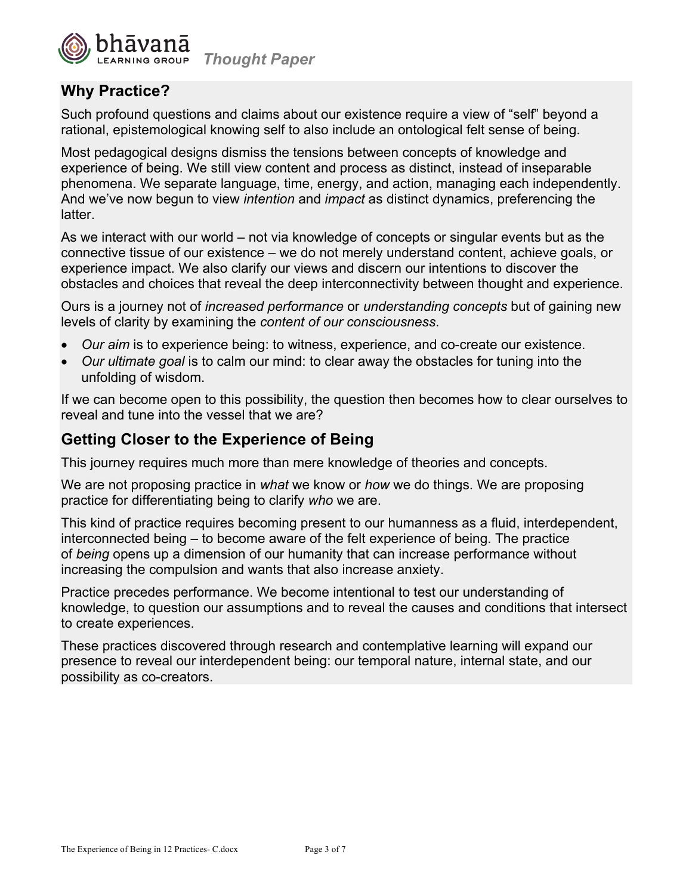## Why Practice?

Such profound questions and claims about our existence require a view of "self" beyond a rational, epistemological knowing self to also include an ontological felt sense of being.

Most pedagogical designs dismiss the tensions between concepts of knowledge and experience of being. We still view content and process as distinct, instead of inseparable phenomena. We separate language, time, energy, and action, managing each independently. And we've now begun to view *intention* and *impact* as distinct dynamics, preferencing the latter.

As we interact with our world – not via knowledge of concepts or singular events but as the connective tissue of our existence – we do not merely understand content, achieve goals, or experience impact. We also clarify our views and discern our intentions to discover the obstacles and choices that reveal the deep interconnectivity between thought and experience.

Ours is a journey not of *increased performance* or *understanding concepts* but of gaining new levels of clarity by examining the *content of our consciousness*.

- *Our aim* is to experience being: to witness, experience, and co-create our existence.
- *Our ultimate goal* is to calm our mind: to clear away the obstacles for tuning into the unfolding of wisdom.

If we can become open to this possibility, the question then becomes how to clear ourselves to reveal and tune into the vessel that we are?

## Getting Closer to the Experience of Being

This journey requires much more than mere knowledge of theories and concepts.

We are not proposing practice in *what* we know or *how* we do things. We are proposing practice for differentiating being to clarify *who* we are.

This kind of practice requires becoming present to our humanness as a fluid, interdependent, interconnected being – to become aware of the felt experience of being. The practice of *being* opens up a dimension of our humanity that can increase performance without increasing the compulsion and wants that also increase anxiety.

Practice precedes performance. We become intentional to test our understanding of knowledge, to question our assumptions and to reveal the causes and conditions that intersect to create experiences.

These practices discovered through research and contemplative learning will expand our presence to reveal our interdependent being: our temporal nature, internal state, and our possibility as co-creators.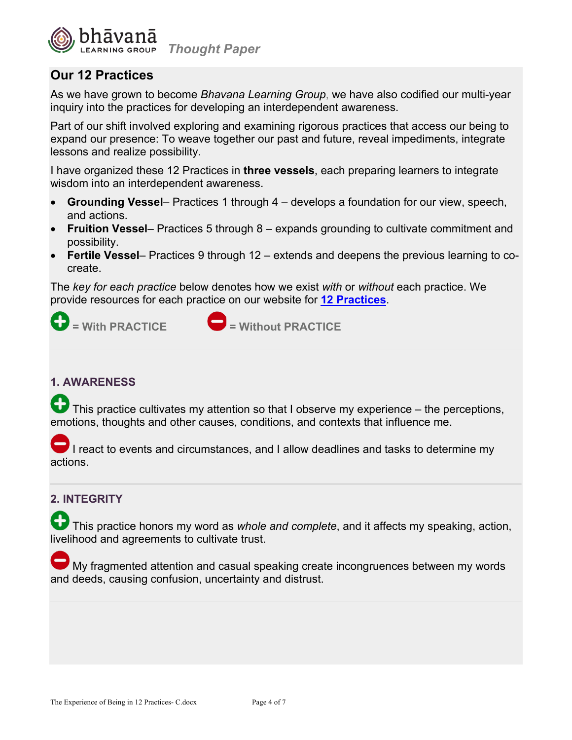## Our 12 Practices

As we have grown to become *Bhavana Learning Group*, we have also codified our multi-year inquiry into the practices for developing an interdependent awareness.

Part of our shift involved exploring and examining rigorous practices that access our being to expand our presence: To weave together our past and future, reveal impediments, integrate lessons and realize possibility.

I have organized these 12 Practices in **three vessels**, each preparing learners to integrate wisdom into an interdependent awareness.

- **Grounding Vessel**– Practices 1 through 4 – develops a foundation for our view, speech, and actions.
- **Fruition Vessel**– Practices 5 through 8 – expands grounding to cultivate commitment and possibility.
- **Fertile Vessel**– Practices 9 through 12 – extends and deepens the previous learning to co-create.

The *key for each practice* below denotes how we exist *with* or *without* each practice. We provide resources for each practice on our website for **[12 Practices]**.

(+) = **With PRACTICE** (–) = **Without PRACTICE**

### 1. AWARENESS

(+) This practice cultivates my attention so that I observe my experience – the perceptions, emotions, thoughts and other causes, conditions, and contexts that influence me.

(–) I react to events and circumstances, and I allow deadlines and tasks to determine my actions.

### 2. INTEGRITY

(+) This practice honors my word as *whole and complete*, and it affects my speaking, action, livelihood and agreements to cultivate trust.

(–) My fragmented attention and casual speaking create incongruences between my words and deeds, causing confusion, uncertainty and distrust.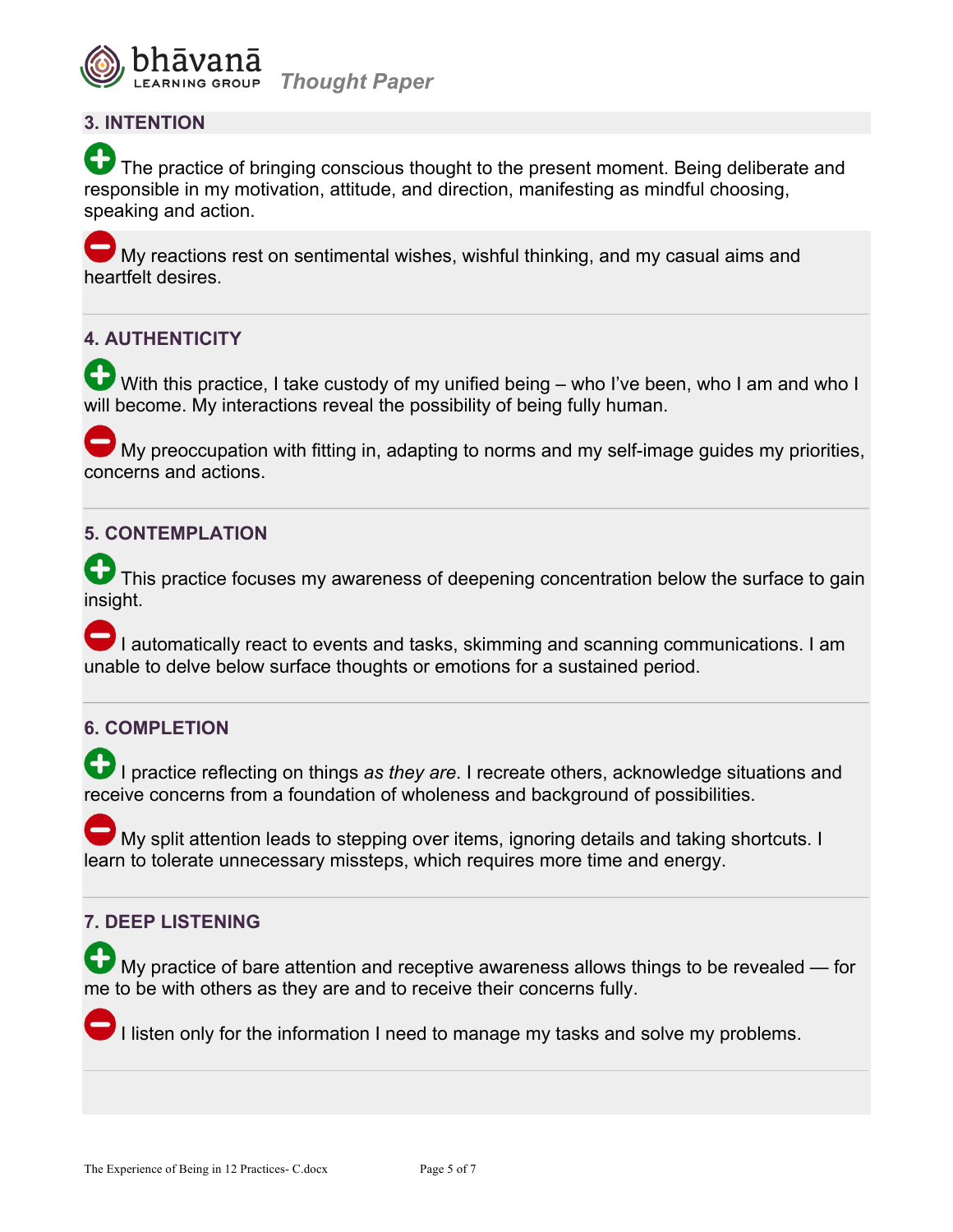### 3. INTENTION

⊕ The practice of bringing conscious thought to the present moment. Being deliberate and responsible in my motivation, attitude, and direction, manifesting as mindful choosing, speaking and action.

⊖ My reactions rest on sentimental wishes, wishful thinking, and my casual aims and heartfelt desires.

### 4. AUTHENTICITY

⊕ With this practice, I take custody of my unified being – who I've been, who I am and who I will become. My interactions reveal the possibility of being fully human.

⊖ My preoccupation with fitting in, adapting to norms and my self-image guides my priorities, concerns and actions.

### 5. CONTEMPLATION

⊕ This practice focuses my awareness of deepening concentration below the surface to gain insight.

⊖ I automatically react to events and tasks, skimming and scanning communications. I am unable to delve below surface thoughts or emotions for a sustained period.

### 6. COMPLETION

⊕ I practice reflecting on things *as they are*. I recreate others, acknowledge situations and receive concerns from a foundation of wholeness and background of possibilities.

⊖ My split attention leads to stepping over items, ignoring details and taking shortcuts. I learn to tolerate unnecessary missteps, which requires more time and energy.

### 7. DEEP LISTENING

⊕ My practice of bare attention and receptive awareness allows things to be revealed — for me to be with others as they are and to receive their concerns fully.

⊖ I listen only for the information I need to manage my tasks and solve my problems.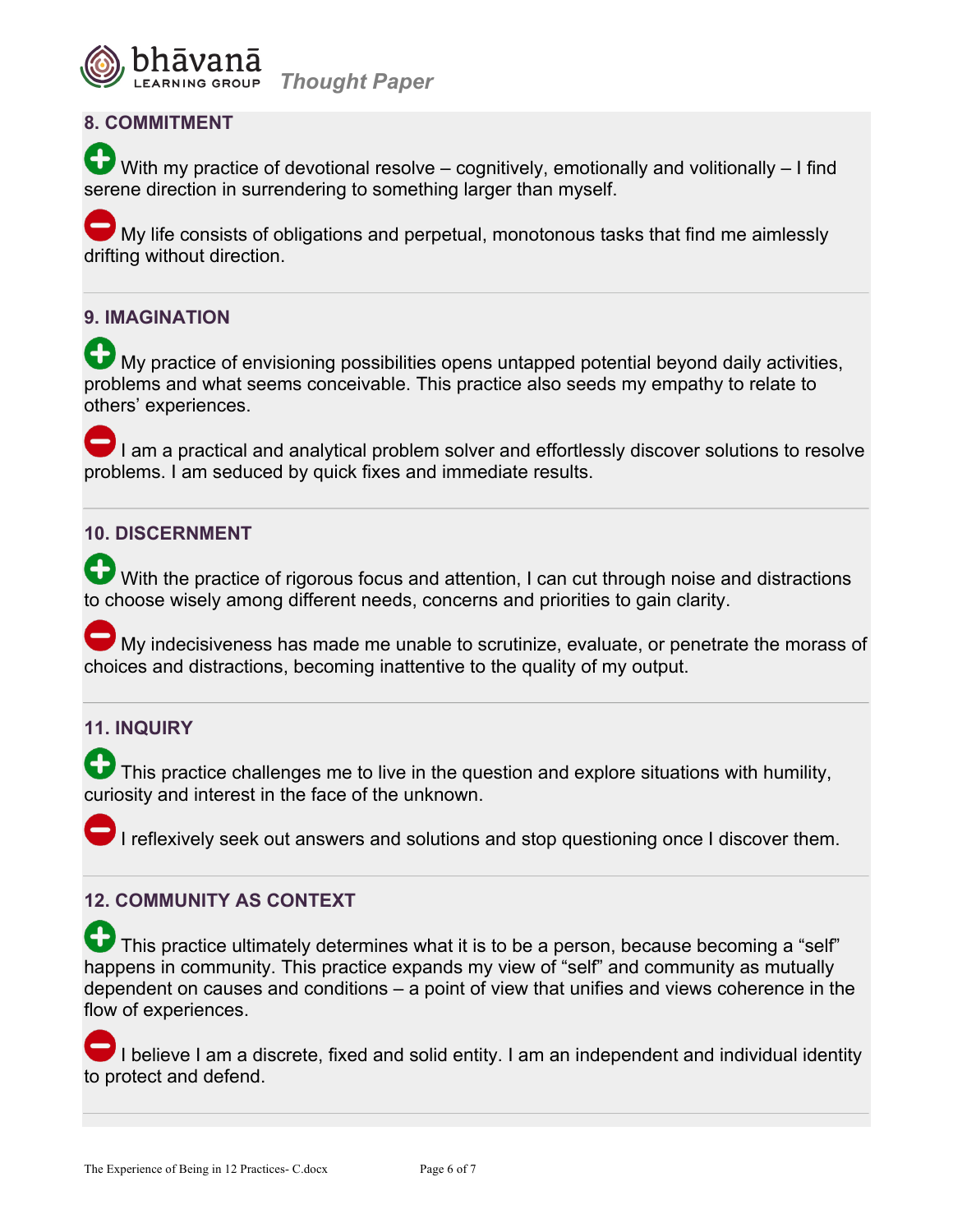## 8. COMMITMENT

➕ With my practice of devotional resolve – cognitively, emotionally and volitionally – I find serene direction in surrendering to something larger than myself.

➖ My life consists of obligations and perpetual, monotonous tasks that find me aimlessly drifting without direction.

---

## 9. IMAGINATION

➕ My practice of envisioning possibilities opens untapped potential beyond daily activities, problems and what seems conceivable. This practice also seeds my empathy to relate to others' experiences.

➖ I am a practical and analytical problem solver and effortlessly discover solutions to resolve problems. I am seduced by quick fixes and immediate results.

---

## 10. DISCERNMENT

➕ With the practice of rigorous focus and attention, I can cut through noise and distractions to choose wisely among different needs, concerns and priorities to gain clarity.

➖ My indecisiveness has made me unable to scrutinize, evaluate, or penetrate the morass of choices and distractions, becoming inattentive to the quality of my output.

---

## 11. INQUIRY

➕ This practice challenges me to live in the question and explore situations with humility, curiosity and interest in the face of the unknown.

➖ I reflexively seek out answers and solutions and stop questioning once I discover them.

---

## 12. COMMUNITY AS CONTEXT

➕ This practice ultimately determines what it is to be a person, because becoming a "self" happens in community. This practice expands my view of "self" and community as mutually dependent on causes and conditions – a point of view that unifies and views coherence in the flow of experiences.

➖ I believe I am a discrete, fixed and solid entity. I am an independent and individual identity to protect and defend.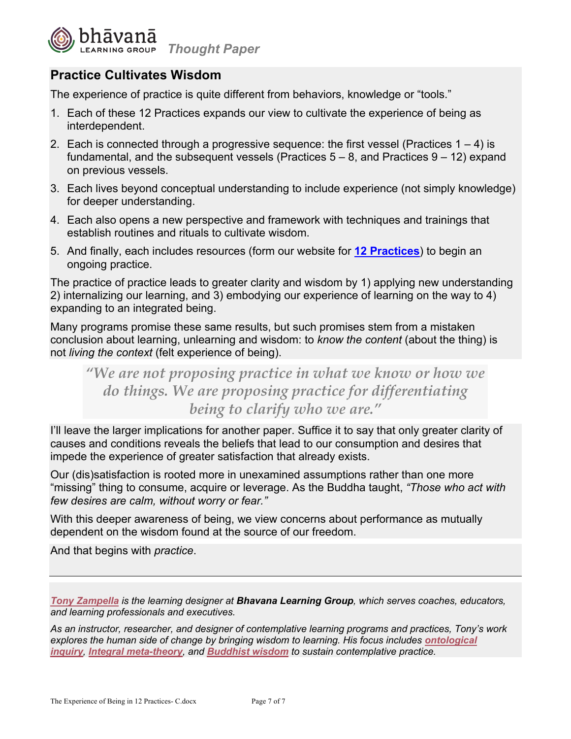## Practice Cultivates Wisdom

The experience of practice is quite different from behaviors, knowledge or "tools."

1. Each of these 12 Practices expands our view to cultivate the experience of being as interdependent.
2. Each is connected through a progressive sequence: the first vessel (Practices 1 – 4) is fundamental, and the subsequent vessels (Practices 5 – 8, and Practices 9 – 12) expand on previous vessels.
3. Each lives beyond conceptual understanding to include experience (not simply knowledge) for deeper understanding.
4. Each also opens a new perspective and framework with techniques and trainings that establish routines and rituals to cultivate wisdom.
5. And finally, each includes resources (form our website for **12 Practices**) to begin an ongoing practice.

The practice of practice leads to greater clarity and wisdom by 1) applying new understanding 2) internalizing our learning, and 3) embodying our experience of learning on the way to 4) expanding to an integrated being.

Many programs promise these same results, but such promises stem from a mistaken conclusion about learning, unlearning and wisdom: to *know the content* (about the thing) is not *living the context* (felt experience of being).

> *"We are not proposing practice in what we know or how we do things. We are proposing practice for differentiating being to clarify who we are."*

I'll leave the larger implications for another paper. Suffice it to say that only greater clarity of causes and conditions reveals the beliefs that lead to our consumption and desires that impede the experience of greater satisfaction that already exists.

Our (dis)satisfaction is rooted more in unexamined assumptions rather than one more "missing" thing to consume, acquire or leverage. As the Buddha taught, *"Those who act with few desires are calm, without worry or fear."*

With this deeper awareness of being, we view concerns about performance as mutually dependent on the wisdom found at the source of our freedom.

And that begins with *practice*.

---

***Tony Zampella** is the learning designer at **Bhavana Learning Group**, which serves coaches, educators, and learning professionals and executives.*

*As an instructor, researcher, and designer of contemplative learning programs and practices, Tony's work explores the human side of change by bringing wisdom to learning. His focus includes **ontological inquiry**, **Integral meta-theory**, and **Buddhist wisdom** to sustain contemplative practice.*